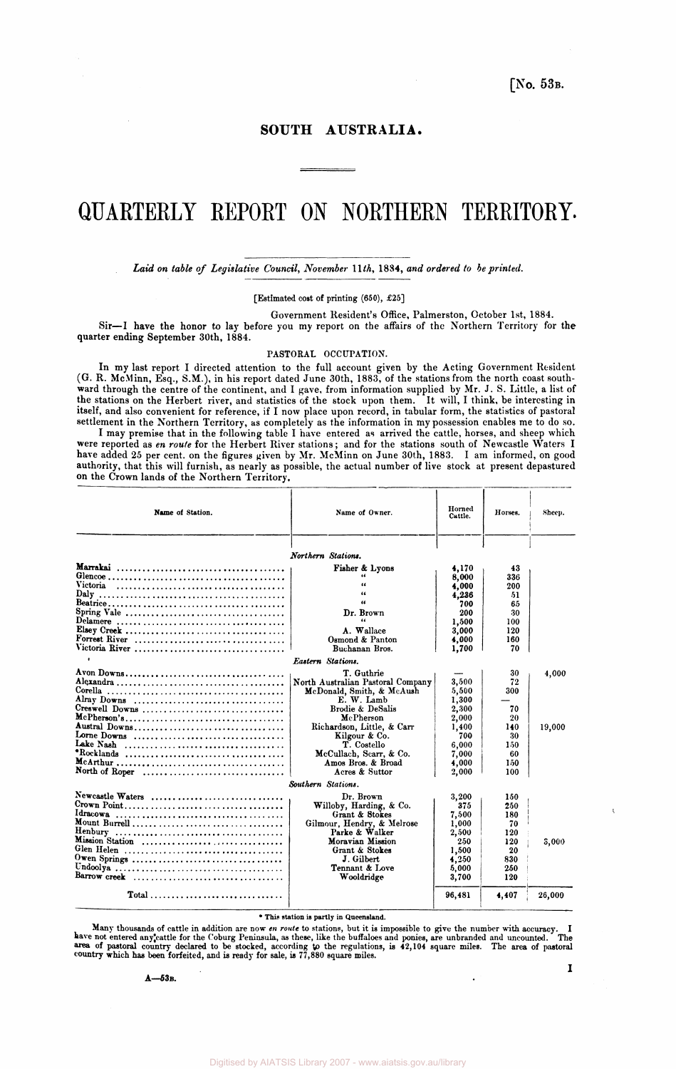[No. 53B.

## SOUTH AUSTRALIA.

# QUARTERLY REPORT ON NORTHERN TERRITORY.

*Laid on table of Legislative Council, November 11th, 1884, and ordered to be printed.*

[Estimated cost of printing (650), £25]

Government Resident's Office, Palmerston, October 1st, 1884.

Sir—I have the honor to lay before you my report on the affairs of the Northern Territory for the quarter ending September 30th, 1884.

### PASTORAL OCCUPATION.

In my last report I directed attention to the full account given by the Acting Government Resident (G. R. McMinn, Esq., S.M.), in his report dated June 30th, 1883, of the stations from the north coast southward through the centre of the continent, and I gave, from information supplied by Mr. J. S. Little, a list of the stations on the Herbert river, and statistics of the stock upon them. It will, I think, be interesting in itself, and also convenient for reference, if I now place upon record, in tabular form, the statistics of pastoral settlement in the Northern Territory, as completely as the information in my possession enables me to do so.

I may premise that in the following table I have entered as arrived the cattle, horses, and sheep which were reported as *en route* for the Herbert River stations; and for the stations south of Newcastle Waters I have added 25 per cent. on the figures given by Mr. McMinn on June 30th, 1883. I am informed, on good authority, that this will furnish, as nearly as possible, the actual number of live stock at present depastured on the Crown lands of the Northern Territory.

| Name of Station. | Name of Owner. | Horned Cattle. | Horses. | Sheep. |
|---|---|---|---|---|
| | *Northern Stations.* | | | |
| Marrakai | Fisher & Lyons | 4,170 | 43 | |
| Glencoe | " | 8,000 | 336 | |
| Victoria | " | 4,000 | 200 | |
| Daly | " | 4,236 | 51 | |
| Beatrice | " | 700 | 65 | |
| Spring Vale | Dr. Brown | 200 | 30 | |
| Delamere | " | 1,500 | 100 | |
| Elsey Creek | A. Wallace | 3,000 | 120 | |
| Forrest River | Osmond & Panton | 4,000 | 160 | |
| Victoria River | Buchanan Bros. | 1,700 | 70 | |
| | *Eastern Stations.* | | | |
| Avon Downs | T. Guthrie | — | 30 | 4,000 |
| Alexandra | North Australian Pastoral Company | 3,500 | 72 | |
| Corella | McDonald, Smith, & McAush | 5,500 | 300 | |
| Alray Downs | E. W. Lamb | 1,300 | — | |
| Creswell Downs | Brodie & DeSalis | 2,300 | 70 | |
| McPherson's | McPherson | 2,000 | 20 | |
| Austral Downs | Richardson, Little, & Carr | 1,400 | 140 | 19,000 |
| Lorne Downs | Kilgour & Co. | 700 | 30 | |
| Lake Nash | T. Costello | 6,000 | 150 | |
| *Rocklands | McCullach, Scarr, & Co. | 7,000 | 60 | |
| McArthur | Amos Bros. & Broad | 4,000 | 150 | |
| North of Roper | Acres & Suttor | 2,000 | 100 | |
| | *Southern Stations.* | | | |
| Newcastle Waters | Dr. Brown | 3,200 | 150 | |
| Crown Point | Willoby, Harding, & Co. | 375 | 250 | |
| Idracowa | Grant & Stokes | 7,500 | 180 | |
| Mount Burrell | Gilmour, Hendry, & Melrose | 1,000 | 70 | |
| Henbury | Parke & Walker | 2,500 | 120 | |
| Mission Station | Moravian Mission | 250 | 120 | 3,000 |
| Glen Helen | Grant & Stokes | 1,500 | 20 | |
| Owen Springs | J. Gilbert | 4,250 | 830 | |
| Undoolya | Tennant & Love | 5,000 | 250 | |
| Barrow creek | Wooldridge | 3,700 | 120 | |
| Total | | 96,481 | 4,407 | 26,000 |

\* This station is partly in Queensland.

Many thousands of cattle in addition are now *en route* to stations, but it is impossible to give the number with accuracy. I have not entered any cattle for the Coburg Peninsula, as these, like the buffaloes and ponies, are unbranded and uncounted. The area of pastoral country declared to be stocked, according to the regulations, is 42,104 square miles. The area of pastoral country which has been forfeited, and is ready for sale, is 77,880 square miles.

A—53B.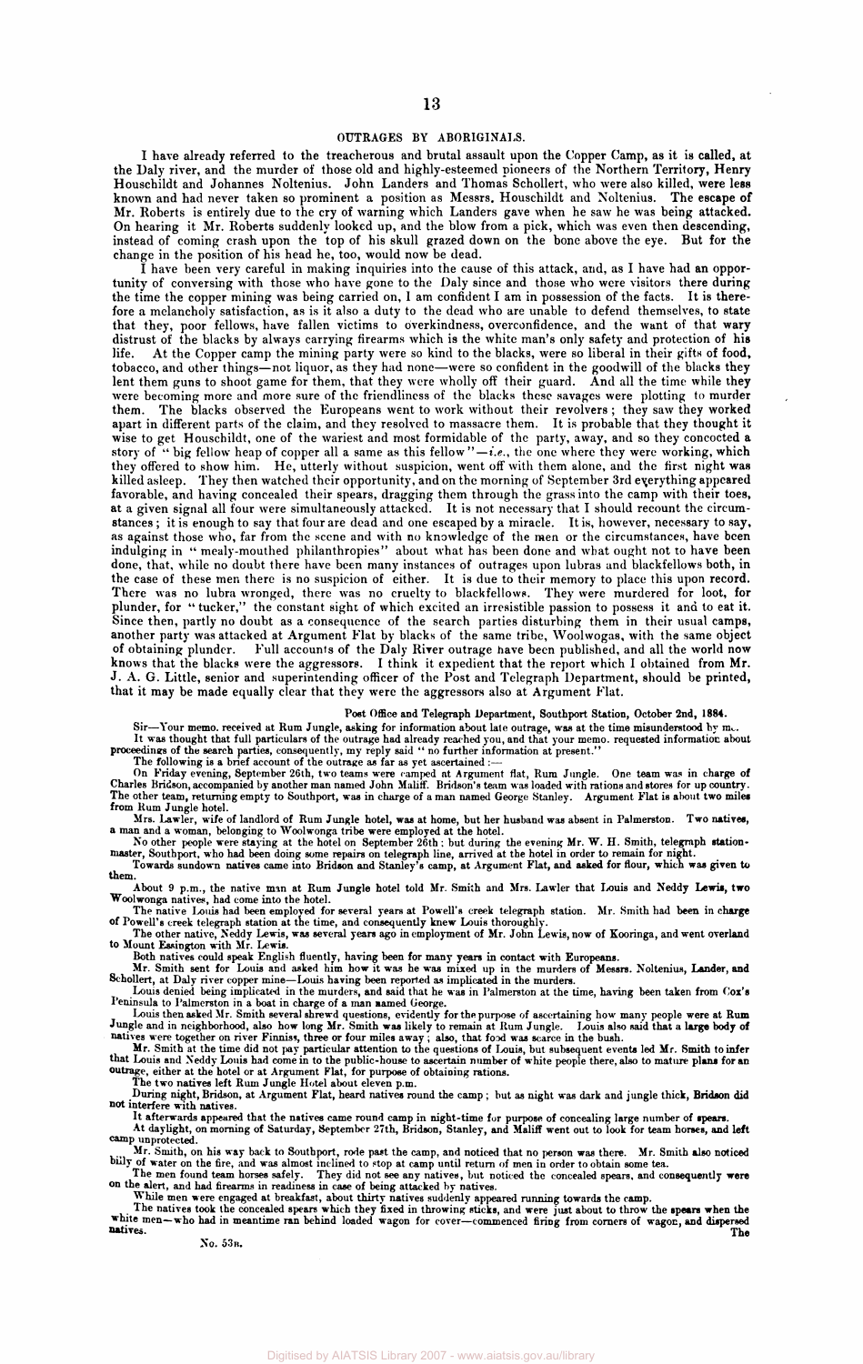## OUTRAGES BY ABORIGINALS.

I have already referred to the treacherous and brutal assault upon the Copper Camp, as it is called, at the Daly river, and the murder of those old and highly-esteemed pioneers of the Northern Territory, Henry Houschildt and Johannes Noltenius. John Landers and Thomas Schollert, who were also killed, were less known and had never taken so prominent a position as Messrs. Houschildt and Noltenius. The escape of Mr. Roberts is entirely due to the cry of warning which Landers gave when he saw he was being attacked. On hearing it Mr. Roberts suddenly looked up, and the blow from a pick, which was even then descending, instead of coming crash upon the top of his skull grazed down on the bone above the eye. But for the change in the position of his head he, too, would now be dead.

I have been very careful in making inquiries into the cause of this attack, and, as I have had an opportunity of conversing with those who have gone to the Daly since and those who were visitors there during the time the copper mining was being carried on, I am confident I am in possession of the facts. It is therefore a melancholy satisfaction, as is it also a duty to the dead who are unable to defend themselves, to state that they, poor fellows, have fallen victims to overkindness, overconfidence, and the want of that wary distrust of the blacks by always carrying firearms which is the white man's only safety and protection of his life. At the Copper camp the mining party were so kind to the blacks, were so liberal in their gifts of food, tobacco, and other things—not liquor, as they had none—were so confident in the goodwill of the blacks they lent them guns to shoot game for them, that they were wholly off their guard. And all the time while they were becoming more and more sure of the friendliness of the blacks these savages were plotting to murder them. The blacks observed the Europeans went to work without their revolvers; they saw they worked apart in different parts of the claim, and they resolved to massacre them. It is probable that they thought it wise to get Houschildt, one of the wariest and most formidable of the party, away, and so they concocted a story of "big fellow heap of copper all a same as this fellow"—*i.e.*, the one where they were working, which they offered to show him. He, utterly without suspicion, went off with them alone, and the first night was killed asleep. They then watched their opportunity, and on the morning of September 3rd everything appeared favorable, and having concealed their spears, dragging them through the grass into the camp with their toes, at a given signal all four were simultaneously attacked. It is not necessary that I should recount the circumstances; it is enough to say that four are dead and one escaped by a miracle. It is, however, necessary to say, as against those who, far from the scene and with no knowledge of the men or the circumstances, have been indulging in "mealy-mouthed philanthropies" about what has been done and what ought not to have been done, that, while no doubt there have been many instances of outrages upon lubras and blackfellows both, in the case of these men there is no suspicion of either. It is due to their memory to place this upon record. There was no lubra wronged, there was no cruelty to blackfellows. They were murdered for loot, for plunder, for "tucker," the constant sight of which excited an irresistible passion to possess it and to eat it. Since then, partly no doubt as a consequence of the search parties disturbing them in their usual camps, another party was attacked at Argument Flat by blacks of the same tribe, Woolwogas, with the same object of obtaining plunder. Full accounts of the Daly River outrage have been published, and all the world now knows that the blacks were the aggressors. I think it expedient that the report which I obtained from Mr. J. A. G. Little, senior and superintending officer of the Post and Telegraph Department, should be printed, that it may be made equally clear that they were the aggressors also at Argument Flat.

**Post Office and Telegraph Department, Southport Station, October 2nd, 1884.**

Sir—Your memo. received at Rum Jungle, asking for information about late outrage, was at the time misunderstood by me. It was thought that full particulars of the outrage had already reached you, and that your memo. requested information about proceedings of the search parties, consequently, my reply said "no further information at present."

The following is a brief account of the outrage as far as yet ascertained:—

On Friday evening, September 26th, two teams were camped at Argument flat, Rum Jungle. One team was in charge of Charles Bridson, accompanied by another man named John Maliff. Bridson's team was loaded with rations and stores for up country. The other team, returning empty to Southport, was in charge of a man named George Stanley. Argument Flat is about two miles from Rum Jungle hotel.

Mrs. Lawler, wife of landlord of Rum Jungle hotel, was at home, but her husband was absent in Palmerston. Two natives, a man and a woman, belonging to Woolwonga tribe were employed at the hotel.

No other people were staying at the hotel on September 26th; but during the evening Mr. W. H. Smith, telegraph stationmaster, Southport, who had been doing some repairs on telegraph line, arrived at the hotel in order to remain for night.

Towards sundown natives came into Bridson and Stanley's camp, at Argument Flat, and asked for flour, which was given to them.

About 9 p.m., the native man at Rum Jungle hotel told Mr. Smith and Mrs. Lawler that Louis and Neddy Lewis, two Woolwonga natives, had come into the hotel.

The native Louis had been employed for several years at Powell's creek telegraph station. Mr. Smith had been in charge of Powell's creek telegraph station at the time, and consequently knew Louis thoroughly.

The other native, Neddy Lewis, was several years ago in employment of Mr. John Lewis, now of Kooringa, and went overland to Mount Essington with Mr. Lewis.

Both natives could speak English fluently, having been for many years in contact with Europeans.

Mr. Smith sent for Louis and asked him how it was he was mixed up in the murders of Messrs. Noltenius, Lander, and Schollert, at Daly river copper mine—Louis having been reported as implicated in the murders.

Louis denied being implicated in the murders, and said that he was in Palmerston at the time, having been taken from Cox's Peninsula to Palmerston in a boat in charge of a man named George.

Louis then asked Mr. Smith several shrewd questions, evidently for the purpose of ascertaining how many people were at Rum Jungle and in neighborhood, also how long Mr. Smith was likely to remain at Rum Jungle. Louis also said that a large body of natives were together on river Finniss, three or four miles away; also, that food was scarce in the bush.

Mr. Smith at the time did not pay particular attention to the questions of Louis, but subsequent events led Mr. Smith to infer that Louis and Neddy Louis had come in to the public-house to ascertain number of white people there, also to mature plans for an outrage, either at the hotel or at Argument Flat, for purpose of obtaining rations.

The two natives left Rum Jungle Hotel about eleven p.m.

During night, Bridson, at Argument Flat, heard natives round the camp; but as night was dark and jungle thick, Bridson did not interfere with natives.

It afterwards appeared that the natives came round camp in night-time for purpose of concealing large number of spears.

At daylight, on morning of Saturday, September 27th, Bridson, Stanley, and Maliff went out to look for team horses, and left camp unprotected.

Mr. Smith, on his way back to Southport, rode past the camp, and noticed that no person was there. Mr. Smith also noticed billy of water on the fire, and was almost inclined to stop at camp until return of men in order to obtain some tea.

The men found team horses safely. They did not see any natives, but noticed the concealed spears, and consequently were on the alert, and had firearms in readiness in case of being attacked by natives.

While men were engaged at breakfast, about thirty natives suddenly appeared running towards the camp.

The natives took the concealed spears which they fixed in throwing sticks, and were just about to throw the spears when the white men—who had in meantime ran behind loaded wagon for cover—commenced firing from corners of wagon, and dispersed natives.

No. 53B.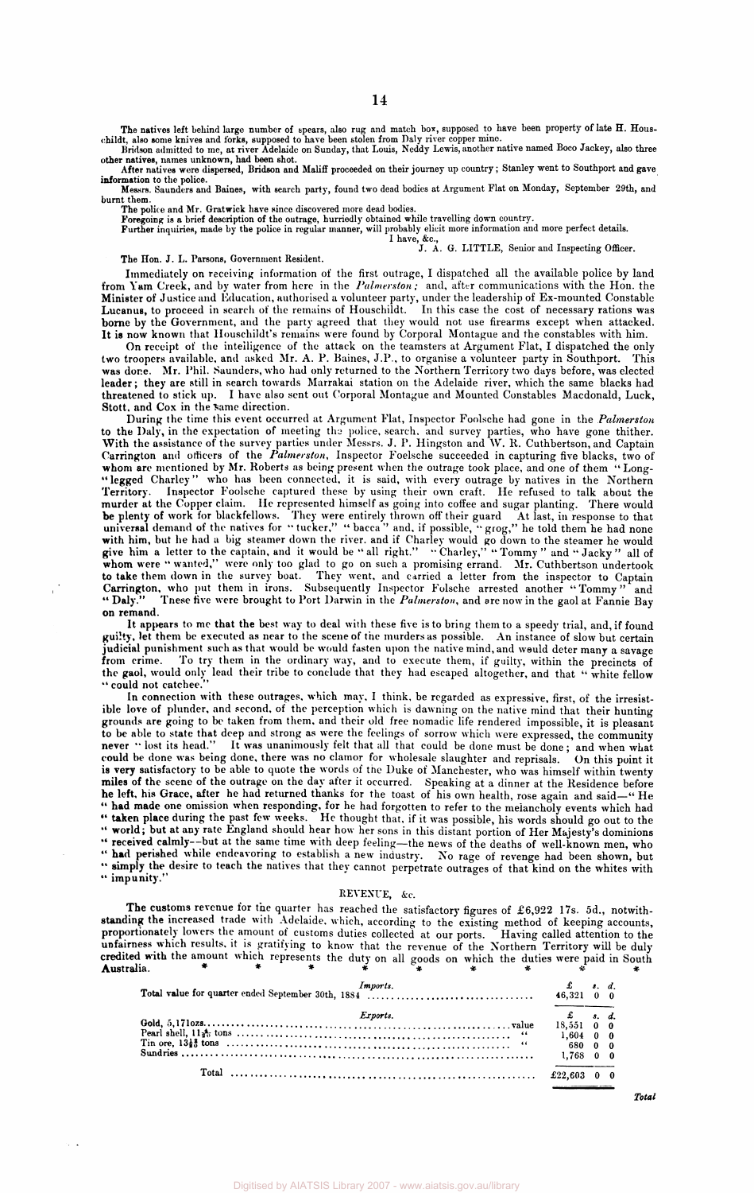The natives left behind large number of spears, also rug and match box, supposed to have been property of late H. Houschildt, also some knives and forks, supposed to have been stolen from Daly river copper mine.

Bridson admitted to me, at river Adelaide on Sunday, that Louis, Neddy Lewis, another native named Boco Jackey, also three other natives, names unknown, had been shot.

After natives were dispersed, Bridson and Maliff proceeded on their journey up country; Stanley went to Southport and gave information to the police.

Messrs. Saunders and Baines, with search party, found two dead bodies at Argument Flat on Monday, September 29th, and burnt them.

The police and Mr. Gratwick have since discovered more dead bodies.

Foregoing is a brief description of the outrage, hurriedly obtained while travelling down country.

Further inquiries, made by the police in regular manner, will probably elicit more information and more perfect details.

I have, &c.,
J. A. G. LITTLE, Senior and Inspecting Officer.

The Hon. J. L. Parsons, Government Resident.

Immediately on receiving information of the first outrage, I dispatched all the available police by land from Yam Creek, and by water from here in the *Palmerston;* and, after communications with the Hon. the Minister of Justice and Education, authorised a volunteer party, under the leadership of Ex-mounted Constable Lucanus, to proceed in search of the remains of Houschildt. In this case the cost of necessary rations was borne by the Government, and the party agreed that they would not use firearms except when attacked. It is now known that Houschildt's remains were found by Corporal Montague and the constables with him.

On receipt of the intelligence of the attack on the teamsters at Argument Flat, I dispatched the only two troopers available, and asked Mr. A. P. Baines, J.P., to organise a volunteer party in Southport. This was done. Mr. Phil. Saunders, who had only returned to the Northern Territory two days before, was elected leader; they are still in search towards Marrakai station on the Adelaide river, which the same blacks had threatened to stick up. I have also sent out Corporal Montague and Mounted Constables Macdonald, Luck, Stott, and Cox in the same direction.

During the time this event occurred at Argument Flat, Inspector Foolsche had gone in the *Palmerston* to the Daly, in the expectation of meeting the police, search, and survey parties, who have gone thither. With the assistance of the survey parties under Messrs. J. P. Hingston and W. R. Cuthbertson, and Captain Carrington and officers of the *Palmerston*, Inspector Foelsche succeeded in capturing five blacks, two of whom are mentioned by Mr. Roberts as being present when the outrage took place, and one of them "Long-legged Charley" who has been connected, it is said, with every outrage by natives in the Northern Territory. Inspector Foolsche captured these by using their own craft. He refused to talk about the murder at the Copper claim. He represented himself as going into coffee and sugar planting. There would be plenty of work for blackfellows. They were entirely thrown off their guard At last, in response to that universal demand of the natives for "tucker," "bacca" and, if possible, "grog," he told them he had none with him, but he had a big steamer down the river, and if Charley would go down to the steamer he would give him a letter to the captain, and it would be "all right." "Charley," "Tommy" and "Jacky" all of whom were "wanted," were only too glad to go on such a promising errand. Mr. Cuthbertson undertook to take them down in the survey boat. They went, and carried a letter from the inspector to Captain Carrington, who put them in irons. Subsequently Inspector Folsche arrested another "Tommy" and "Daly." These five were brought to Port Darwin in the *Palmerston*, and are now in the gaol at Fannie Bay on remand.

It appears to me that the best way to deal with these five is to bring them to a speedy trial, and, if found guilty, let them be executed as near to the scene of the murders as possible. An instance of slow but certain judicial punishment such as that would be would fasten upon the native mind, and would deter many a savage from crime. To try them in the ordinary way, and to execute them, if guilty, within the precincts of the gaol, would only lead their tribe to conclude that they had escaped altogether, and that "white fellow could not catchee."

In connection with these outrages, which may, I think, be regarded as expressive, first, of the irresistible love of plunder, and second, of the perception which is dawning on the native mind that their hunting grounds are going to be taken from them, and their old free nomadic life rendered impossible, it is pleasant to be able to state that deep and strong as were the feelings of sorrow which were expressed, the community never "lost its head." It was unanimously felt that all that could be done must be done; and when what could be done was being done, there was no clamor for wholesale slaughter and reprisals. On this point it is very satisfactory to be able to quote the words of the Duke of Manchester, who was himself within twenty miles of the scene of the outrage on the day after it occurred. Speaking at a dinner at the Residence before he left, his Grace, after he had returned thanks for the toast of his own health, rose again and said—"He had made one omission when responding, for he had forgotten to refer to the melancholy events which had taken place during the past few weeks. He thought that, if it was possible, his words should go out to the world; but at any rate England should hear how her sons in this distant portion of Her Majesty's dominions received calmly—but at the same time with deep feeling—the news of the deaths of well-known men, who had perished while endeavoring to establish a new industry. No rage of revenge had been shown, but simply the desire to teach the natives that they cannot perpetrate outrages of that kind on the whites with impunity."

## REVENUE, &c.

The customs revenue for the quarter has reached the satisfactory figures of £6,922 17s. 5d., notwithstanding the increased trade with Adelaide, which, according to the existing method of keeping accounts, proportionately lowers the amount of customs duties collected at our ports. Having called attention to the unfairness which results, it is gratifying to know that the revenue of the Northern Territory will be duly credited with the amount which represents the duty on all goods on which the duties were paid in South Australia. * * * * * * * * *

| | £ | s. | d. |
|---|---|---|---|
| *Imports.* | | | |
| Total value for quarter ended September 30th, 1884 | 46,321 | 0 | 0 |
| *Exports.* | | | |
| Gold, 5,171ozs. ........ value | 18,551 | 0 | 0 |
| Pearl shell, 11 4/20 tons ........ " | 1,604 | 0 | 0 |
| Tin ore, 13 13/20 tons ........ " | 680 | 0 | 0 |
| Sundries | 1,768 | 0 | 0 |
| Total | £22,603 | 0 | 0 |

*Total*